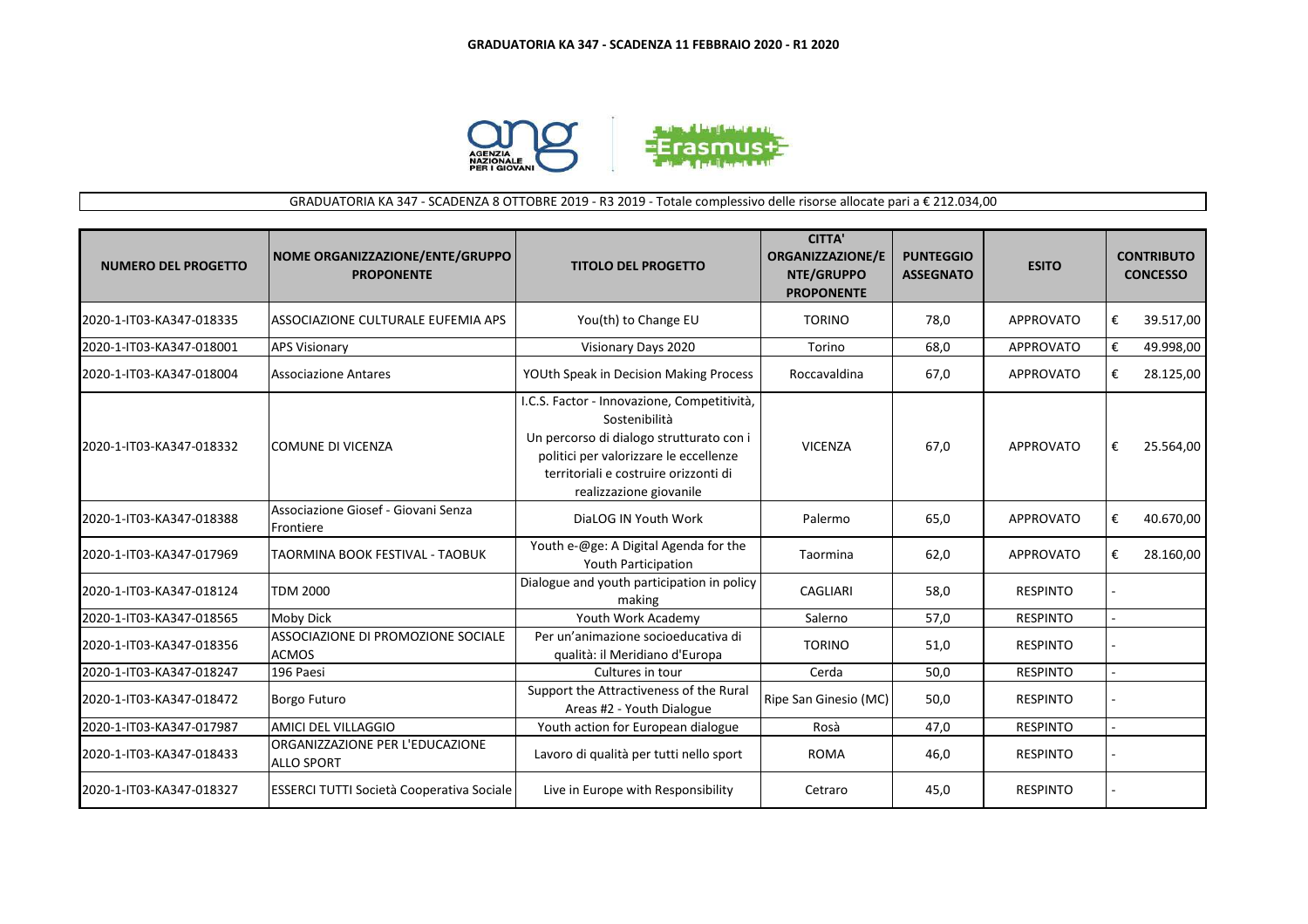# GRADUATORIA KA 347 - SCADENZA 11 FEBBRAIO 2020 - R1 2020

GRADUATORIA KA 347 - SCADENZA 8 OTTOBRE 2019 - R3 2019 - Totale complessivo delle risorse allocate pari a € 212.034,00

| NUMERO DEL PROGETTO | NOME ORGANIZZAZIONE/ENTE/GRUPPO PROPONENTE | TITOLO DEL PROGETTO | CITTA' ORGANIZZAZIONE/ENTE/GRUPPO PROPONENTE | PUNTEGGIO ASSEGNATO | ESITO | CONTRIBUTO CONCESSO |
|---|---|---|---|---|---|---|
| 2020-1-IT03-KA347-018335 | ASSOCIAZIONE CULTURALE EUFEMIA APS | You(th) to Change EU | TORINO | 78,0 | APPROVATO | € 39.517,00 |
| 2020-1-IT03-KA347-018001 | APS Visionary | Visionary Days 2020 | Torino | 68,0 | APPROVATO | € 49.998,00 |
| 2020-1-IT03-KA347-018004 | Associazione Antares | YOUth Speak in Decision Making Process | Roccavaldina | 67,0 | APPROVATO | € 28.125,00 |
| 2020-1-IT03-KA347-018332 | COMUNE DI VICENZA | I.C.S. Factor - Innovazione, Competitività, Sostenibilità Un percorso di dialogo strutturato con i politici per valorizzare le eccellenze territoriali e costruire orizzonti di realizzazione giovanile | VICENZA | 67,0 | APPROVATO | € 25.564,00 |
| 2020-1-IT03-KA347-018388 | Associazione Giosef - Giovani Senza Frontiere | DiaLOG IN Youth Work | Palermo | 65,0 | APPROVATO | € 40.670,00 |
| 2020-1-IT03-KA347-017969 | TAORMINA BOOK FESTIVAL - TAOBUK | Youth e-@ge: A Digital Agenda for the Youth Participation | Taormina | 62,0 | APPROVATO | € 28.160,00 |
| 2020-1-IT03-KA347-018124 | TDM 2000 | Dialogue and youth participation in policy making | CAGLIARI | 58,0 | RESPINTO | - |
| 2020-1-IT03-KA347-018565 | Moby Dick | Youth Work Academy | Salerno | 57,0 | RESPINTO | - |
| 2020-1-IT03-KA347-018356 | ASSOCIAZIONE DI PROMOZIONE SOCIALE ACMOS | Per un'animazione socioeducativa di qualità: il Meridiano d'Europa | TORINO | 51,0 | RESPINTO | - |
| 2020-1-IT03-KA347-018247 | 196 Paesi | Cultures in tour | Cerda | 50,0 | RESPINTO | - |
| 2020-1-IT03-KA347-018472 | Borgo Futuro | Support the Attractiveness of the Rural Areas #2 - Youth Dialogue | Ripe San Ginesio (MC) | 50,0 | RESPINTO | - |
| 2020-1-IT03-KA347-017987 | AMICI DEL VILLAGGIO | Youth action for European dialogue | Rosà | 47,0 | RESPINTO | - |
| 2020-1-IT03-KA347-018433 | ORGANIZZAZIONE PER L'EDUCAZIONE ALLO SPORT | Lavoro di qualità per tutti nello sport | ROMA | 46,0 | RESPINTO | - |
| 2020-1-IT03-KA347-018327 | ESSERCI TUTTI Società Cooperativa Sociale | Live in Europe with Responsibility | Cetraro | 45,0 | RESPINTO | - |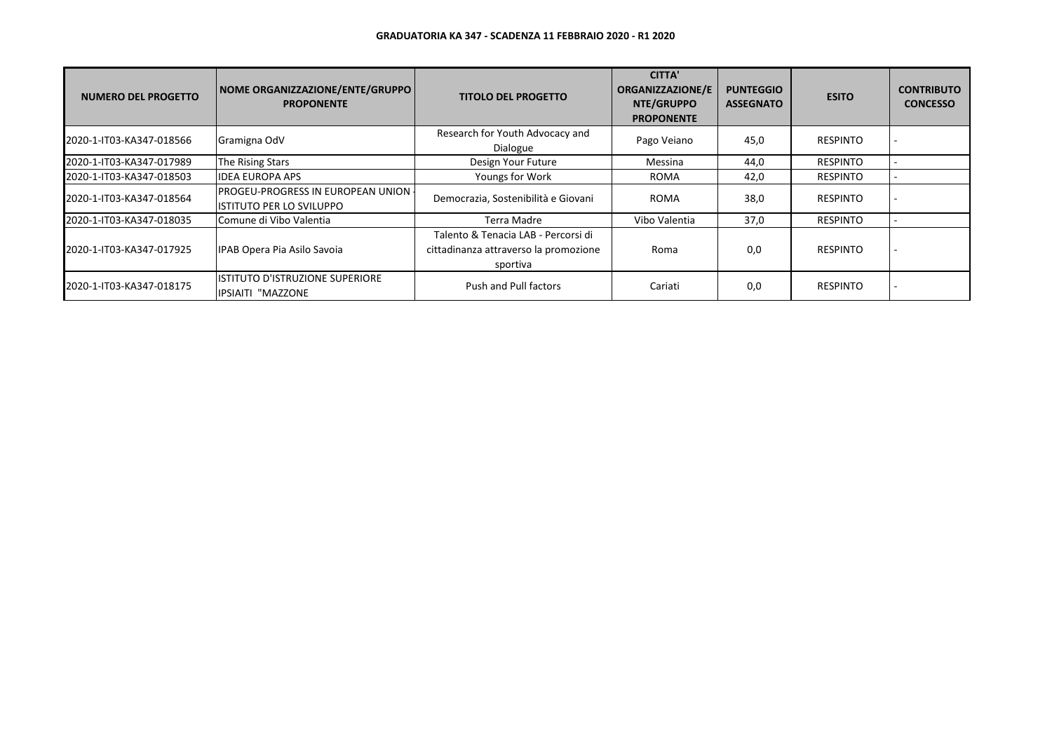**GRADUATORIA KA 347 - SCADENZA 11 FEBBRAIO 2020 - R1 2020**

| NUMERO DEL PROGETTO | NOME ORGANIZZAZIONE/ENTE/GRUPPO PROPONENTE | TITOLO DEL PROGETTO | CITTA' ORGANIZZAZIONE/ENTE/GRUPPO PROPONENTE | PUNTEGGIO ASSEGNATO | ESITO | CONTRIBUTO CONCESSO |
|---|---|---|---|---|---|---|
| 2020-1-IT03-KA347-018566 | Gramigna OdV | Research for Youth Advocacy and Dialogue | Pago Veiano | 45,0 | RESPINTO | - |
| 2020-1-IT03-KA347-017989 | The Rising Stars | Design Your Future | Messina | 44,0 | RESPINTO | - |
| 2020-1-IT03-KA347-018503 | IDEA EUROPA APS | Youngs for Work | ROMA | 42,0 | RESPINTO | - |
| 2020-1-IT03-KA347-018564 | PROGEU-PROGRESS IN EUROPEAN UNION - ISTITUTO PER LO SVILUPPO | Democrazia, Sostenibilità e Giovani | ROMA | 38,0 | RESPINTO | - |
| 2020-1-IT03-KA347-018035 | Comune di Vibo Valentia | Terra Madre | Vibo Valentia | 37,0 | RESPINTO | - |
| 2020-1-IT03-KA347-017925 | IPAB Opera Pia Asilo Savoia | Talento & Tenacia LAB - Percorsi di cittadinanza attraverso la promozione sportiva | Roma | 0,0 | RESPINTO | - |
| 2020-1-IT03-KA347-018175 | ISTITUTO D'ISTRUZIONE SUPERIORE IPSIAITI "MAZZONE | Push and Pull factors | Cariati | 0,0 | RESPINTO | - |